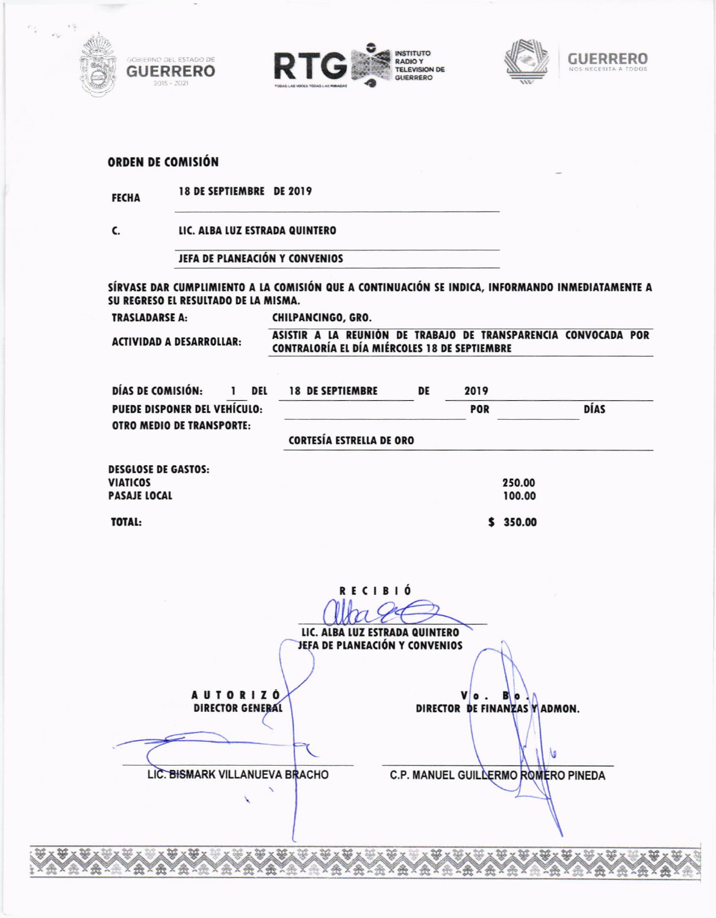GOBIERNO DEL ESTADO DE GUERRERO 2015 - 2021

RTG INSTITUTO RADIO Y TELEVISIÓN DE GUERRERO
TODAS LAS VOCES TODAS LAS MIRADAS

GUERRERO NOS NECESITA A TODOS

## ORDEN DE COMISIÓN

**FECHA** 18 DE SEPTIEMBRE DE 2019

**C.** LIC. ALBA LUZ ESTRADA QUINTERO

JEFA DE PLANEACIÓN Y CONVENIOS

**SÍRVASE DAR CUMPLIMIENTO A LA COMISIÓN QUE A CONTINUACIÓN SE INDICA, INFORMANDO INMEDIATAMENTE A SU REGRESO EL RESULTADO DE LA MISMA.**

**TRASLADARSE A:** CHILPANCINGO, GRO.

**ACTIVIDAD A DESARROLLAR:** ASISTIR A LA REUNIÓN DE TRABAJO DE TRANSPARENCIA CONVOCADA POR CONTRALORÍA EL DÍA MIÉRCOLES 18 DE SEPTIEMBRE

**DÍAS DE COMISIÓN:** 1 **DEL** 18 DE SEPTIEMBRE **DE** 2019

**PUEDE DISPONER DEL VEHÍCULO:** ______ **POR** ______ **DÍAS**

**OTRO MEDIO DE TRANSPORTE:** CORTESÍA ESTRELLA DE ORO

**DESGLOSE DE GASTOS:**

| | |
|---|---|
| **VIATICOS** | 250.00 |
| **PASAJE LOCAL** | 100.00 |
| **TOTAL:** | **$ 350.00** |

**R E C I B I Ó**

LIC. ALBA LUZ ESTRADA QUINTERO
JEFA DE PLANEACIÓN Y CONVENIOS

**A U T O R I Z Ó**
**DIRECTOR GENERAL**

LIC. BISMARK VILLANUEVA BRACHO

**V o . B o .**
**DIRECTOR DE FINANZAS Y ADMON.**

C.P. MANUEL GUILLERMO ROMERO PINEDA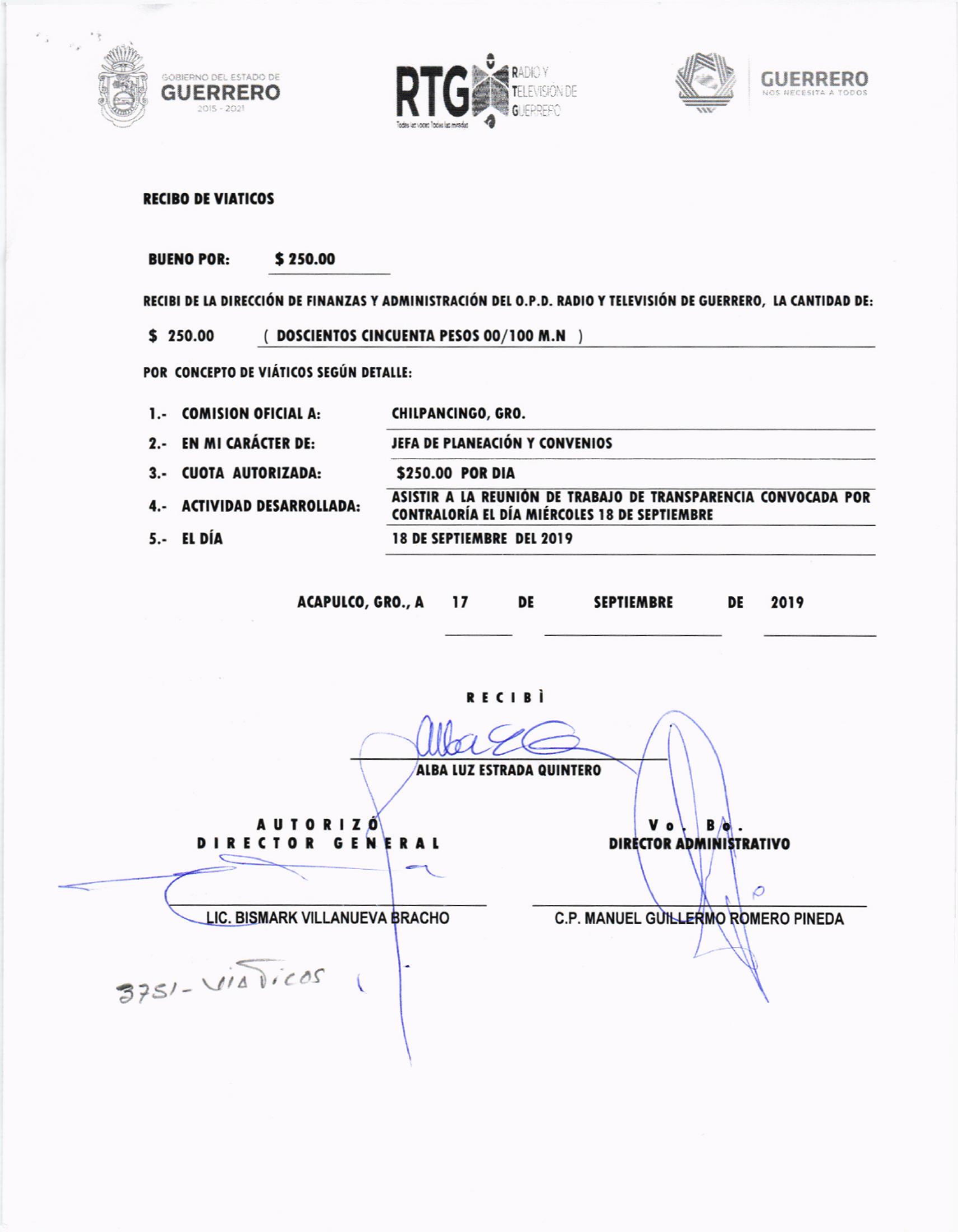GOBIERNO DEL ESTADO DE GUERRERO 2015 - 2021

RTG RADIO Y TELEVISIÓN DE GUERRERO

GUERRERO NOS NECESITA A TODOS

**RECIBO DE VIATICOS**

**BUENO POR:** **$ 250.00**

**RECIBI DE LA DIRECCIÓN DE FINANZAS Y ADMINISTRACIÓN DEL O.P.D. RADIO Y TELEVISIÓN DE GUERRERO, LA CANTIDAD DE:**

**$ 250.00** **( DOSCIENTOS CINCUENTA PESOS 00/100 M.N )**

**POR CONCEPTO DE VIÁTICOS SEGÚN DETALLE:**

| | |
|---|---|
| **1.- COMISION OFICIAL A:** | **CHILPANCINGO, GRO.** |
| **2.- EN MI CARÁCTER DE:** | **JEFA DE PLANEACIÓN Y CONVENIOS** |
| **3.- CUOTA AUTORIZADA:** | **$250.00 POR DIA** |
| **4.- ACTIVIDAD DESARROLLADA:** | **ASISTIR A LA REUNIÓN DE TRABAJO DE TRANSPARENCIA CONVOCADA POR CONTRALORÍA EL DÍA MIÉRCOLES 18 DE SEPTIEMBRE** |
| **5.- EL DÍA** | **18 DE SEPTIEMBRE DEL 2019** |

**ACAPULCO, GRO., A 17 DE SEPTIEMBRE DE 2019**

**R E C I B Ì**

**ALBA LUZ ESTRADA QUINTERO**

**A U T O R I Z Ó**
**D I R E C T O R G E N E R A L**

LIC. BISMARK VILLANUEVA BRACHO

**V o . B o .**
**DIRECTOR ADMINISTRATIVO**

C.P. MANUEL GUILLERMO ROMERO PINEDA

3751- viaticos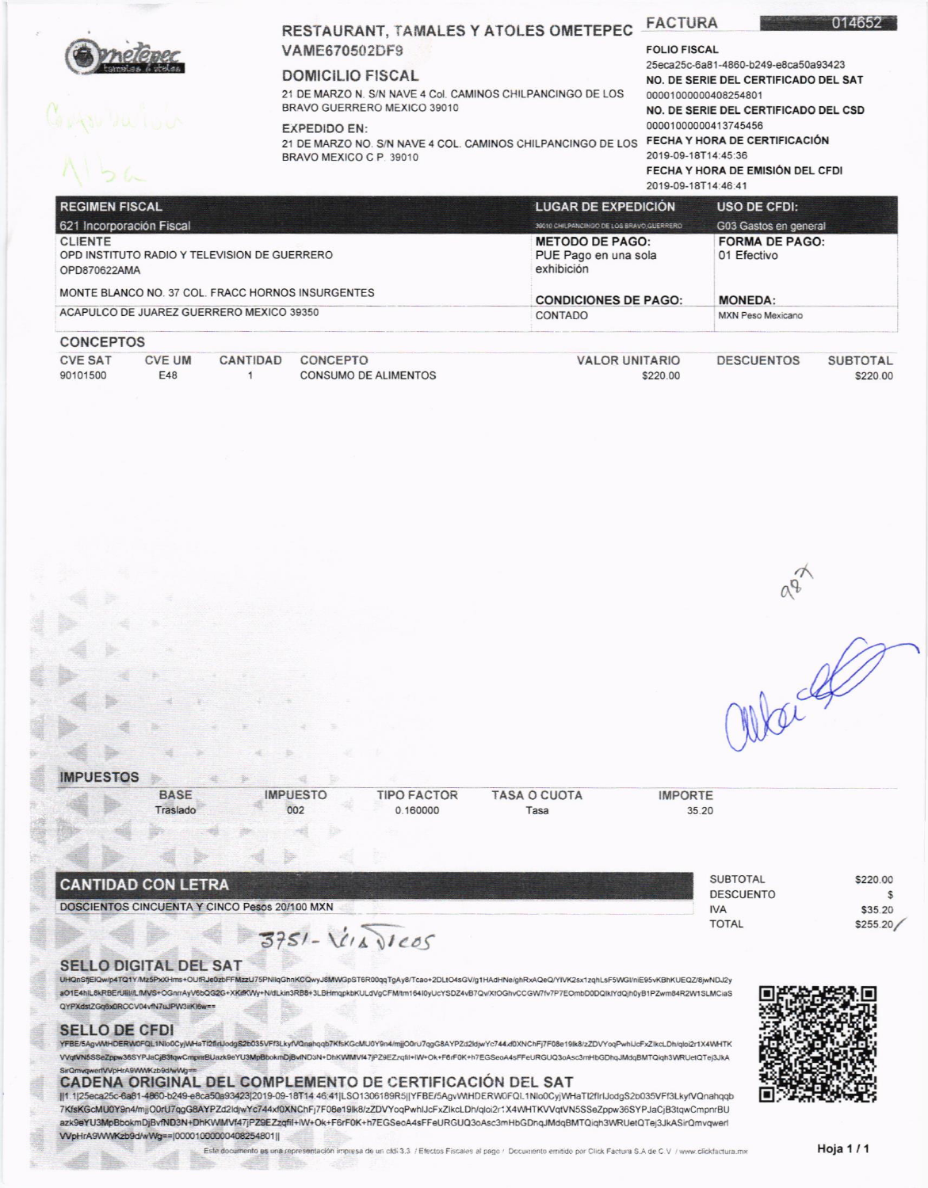# RESTAURANT, TAMALES Y ATOLES OMETEPEC

**VAME670502DF9**

## DOMICILIO FISCAL

21 DE MARZO N. S/N NAVE 4 Col. CAMINOS CHILPANCINGO DE LOS BRAVO GUERRERO MEXICO 39010

**EXPEDIDO EN:**

21 DE MARZO NO. S/N NAVE 4 COL. CAMINOS CHILPANCINGO DE LOS BRAVO MEXICO C.P. 39010

Comprobador Alba

**FACTURA** 014652

**FOLIO FISCAL**
25eca25c-6a81-4860-b249-e8ca50a93423

**NO. DE SERIE DEL CERTIFICADO DEL SAT**
00001000000408254801

**NO. DE SERIE DEL CERTIFICADO DEL CSD**
00001000000413745456

**FECHA Y HORA DE CERTIFICACIÓN**
2019-09-18T14:45:36

**FECHA Y HORA DE EMISIÓN DEL CFDI**
2019-09-18T14:46:41

| REGIMEN FISCAL | LUGAR DE EXPEDICIÓN | USO DE CFDI: |
|---|---|---|
| 621 Incorporación Fiscal | 39010 CHILPANCINGO DE LOS BRAVO, GUERRERO | G03 Gastos en general |
| **CLIENTE** | **METODO DE PAGO:** | **FORMA DE PAGO:** |
| OPD INSTITUTO RADIO Y TELEVISION DE GUERRERO OPD870622AMA | PUE Pago en una sola exhibición | 01 Efectivo |
| MONTE BLANCO NO. 37 COL. FRACC HORNOS INSURGENTES | **CONDICIONES DE PAGO:** | **MONEDA:** |
| ACAPULCO DE JUAREZ GUERRERO MEXICO 39350 | CONTADO | MXN Peso Mexicano |

## CONCEPTOS

| CVE SAT | CVE UM | CANTIDAD | CONCEPTO | VALOR UNITARIO | DESCUENTOS | SUBTOTAL |
|---|---|---|---|---|---|---|
| 90101500 | E48 | 1 | CONSUMO DE ALIMENTOS | $220.00 | | $220.00 |

987

## IMPUESTOS

| BASE | IMPUESTO | TIPO FACTOR | TASA O CUOTA | IMPORTE |
|---|---|---|---|---|
| Traslado | 002 | 0.160000 | Tasa | 35.20 |

## CANTIDAD CON LETRA

DOSCIENTOS CINCUENTA Y CINCO Pesos 20/100 MXN

3751 - Viáticos

| | |
|---|---|
| SUBTOTAL | $220.00 |
| DESCUENTO | $ |
| IVA | $35.20 |
| TOTAL | $255.20 |

## SELLO DIGITAL DEL SAT

UHQnSfjElQw/p4TQ1Y/Mz5PxXHms+OUfRJe0zbFFMzzU75PNIqGhnKCQwyJ8MWGpST6R00qqTgAy8/Tcao+2DLtO4sGV/g1HAdHNe/ghRxAQeQ/YIVK2sx1zqhLsF5WGl/nIE95vKBhKUEQZ/8jwNDJ2ya01E4hIL8kRBE/Ulii/LfMVS+OGnrrAyV6bQG2G+XKifKWy+N/dLkin3RB8+3LBHmqpkbKULdVgCFM/tm164I0yUcYSDZ4vB7Qv/XtOGhvCCGW7fv7P7EOmbD0DQlklYdQjh0yB1PZwm84R2W1SLMCiaSQYPXdstZGq6x0RCCV04vfN7uJPW3iiK16w==

## SELLO DE CFDI

YFBE/5AgvWHDERW0FQL1Nlo0CyjWHaTI2flrIJodgS2b035VFf3LkyfVQnahqqb7KfsKGcMU0Y9n4/mjjO0rU7qgG8AYPZd2ldjwYc744xf0XNChFj7F08e19lk8/zZDVYoqPwhlJcFxZlkcLDh/qloi2r1X4WHTKVVqtVN5SSeZppw36SYPJaCjB3tqwCmpnrBUazk9eYU3MpBbokmDjBvND3N+DhKWlMVf47jPZ9EZzqfil+lW+Ok+F6rF0K+h7EGSeoA4sFFeURGUQ3oAsc3mHbGDhqJMdqBMTQiqh3WRUetQTej3JkASirQmvqwerlVVpHrA9WWKzb9d/wWg==

## CADENA ORIGINAL DEL COMPLEMENTO DE CERTIFICACIÓN DEL SAT

||1.1|25eca25c-6a81-4860-b249-e8ca50a93423|2019-09-18T14:46:41|LSO1306189R5||YFBE/5AgvWHDERW0FQL1Nlo0CyjWHaTI2flrIJodgS2b035VFf3LkyfVQnahqqb7KfsKGcMU0Y9n4/mjjO0rU7qgG8AYPZd2ldjwYc744xf0XNChFj7F08e19lk8/zZDVYoqPwhlJcFxZlkcLDh/qloi2r1X4WHTKVVqtVN5SSeZppw36SYPJaCjB3tqwCmpnrBUazk9eYU3MpBbokmDjBvND3N+DhKWlMVf47jPZ9EZzqfil+lW+Ok+F6rF0K+h7EGSeoA4sFFeURGUQ3oAsc3mHbGDhqJMdqBMTQiqh3WRUetQTej3JkASirQmvqwerlVVpHrA9WWKzb9d/wWg==|00001000000408254801||

Este documento es una representación impresa de un cfdi 3.3 / Efectos Fiscales al pago / Documento emitido por Click Factura S.A de C.V / www.clickfactura.mx